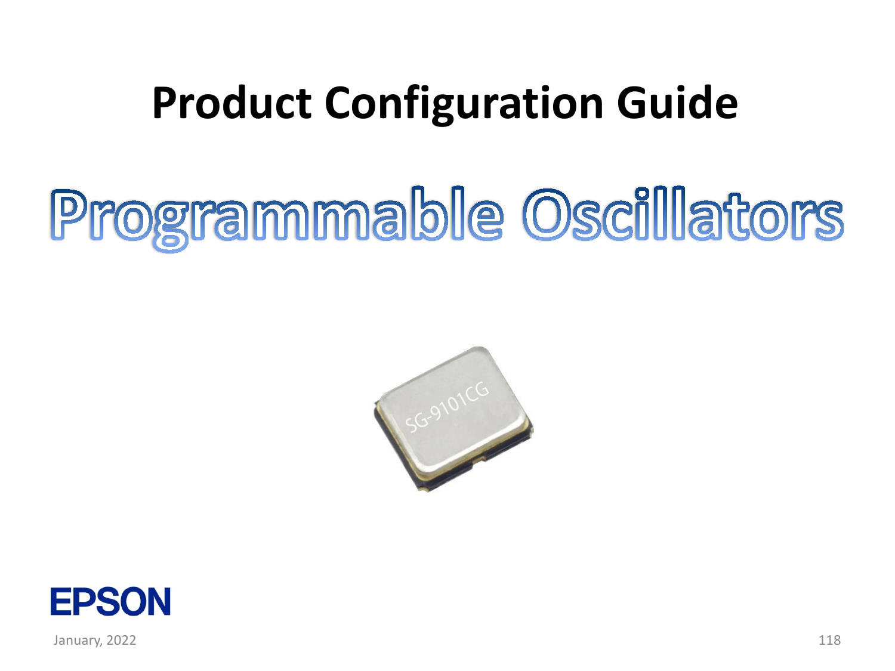# Product Configuration Guide

# Programmable Oscillators

EPSON

January, 2022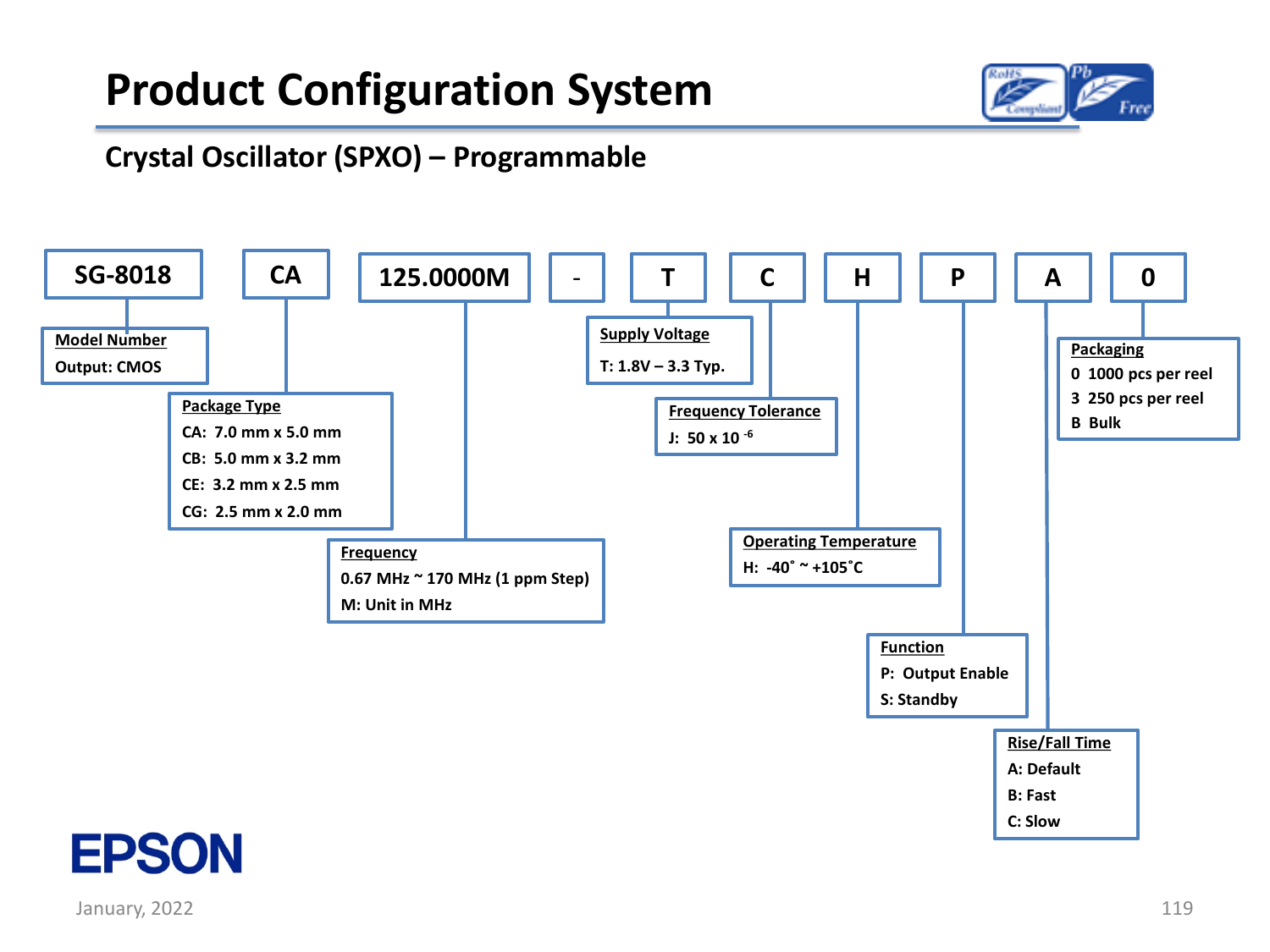# Product Configuration System

## Crystal Oscillator (SPXO) – Programmable

| SG-8018 | CA | 125.0000M | - | T | C | H | P | A | 0 |
|---|---|---|---|---|---|---|---|---|---|

**Model Number**
Output: CMOS

**Package Type**
- CA: 7.0 mm x 5.0 mm
- CB: 5.0 mm x 3.2 mm
- CE: 3.2 mm x 2.5 mm
- CG: 2.5 mm x 2.0 mm

**Frequency**
0.67 MHz ~ 170 MHz (1 ppm Step)
M: Unit in MHz

**Supply Voltage**
T: 1.8V – 3.3 Typ.

**Frequency Tolerance**
J: $50 \times 10^{-6}$

**Operating Temperature**
H: -40˚ ~ +105˚C

**Function**
- P: Output Enable
- S: Standby

**Rise/Fall Time**
- A: Default
- B: Fast
- C: Slow

**Packaging**
- 0 1000 pcs per reel
- 3 250 pcs per reel
- B Bulk

EPSON

January, 2022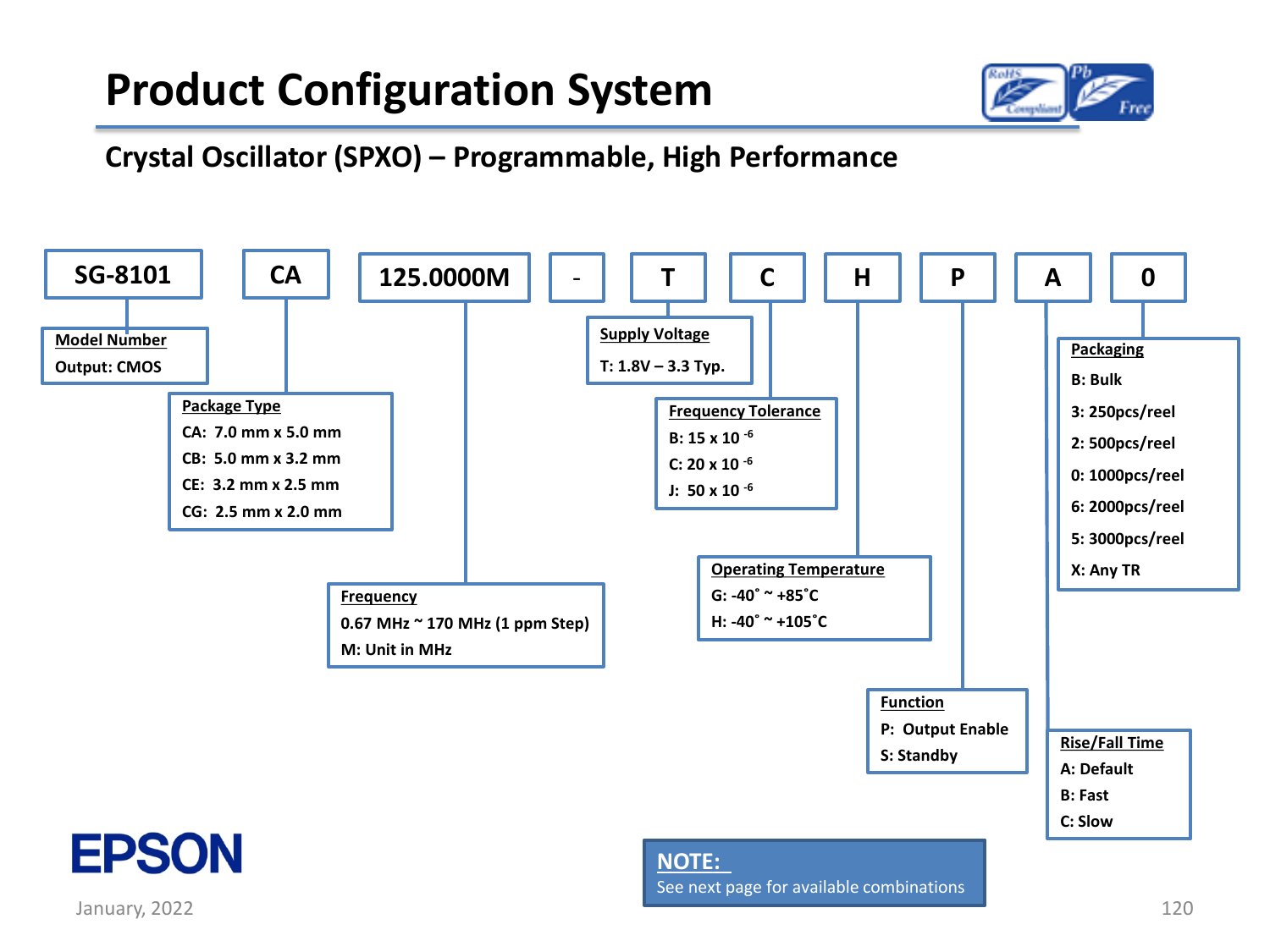# Product Configuration System

## Crystal Oscillator (SPXO) – Programmable, High Performance

| SG-8101 | CA | 125.0000M | - | T | C | H | P | A | 0 |
|---|---|---|---|---|---|---|---|---|---|

**Model Number**
Output: CMOS

**Package Type**
- CA: 7.0 mm x 5.0 mm
- CB: 5.0 mm x 3.2 mm
- CE: 3.2 mm x 2.5 mm
- CG: 2.5 mm x 2.0 mm

**Frequency**
- 0.67 MHz ~ 170 MHz (1 ppm Step)
- M: Unit in MHz

**Supply Voltage**
- T: 1.8V – 3.3 Typ.

**Frequency Tolerance**
- B: 15 x $10^{-6}$
- C: 20 x $10^{-6}$
- J: 50 x $10^{-6}$

**Operating Temperature**
- G: -40˚ ~ +85˚C
- H: -40˚ ~ +105˚C

**Function**
- P: Output Enable
- S: Standby

**Rise/Fall Time**
- A: Default
- B: Fast
- C: Slow

**Packaging**
- B: Bulk
- 3: 250pcs/reel
- 2: 500pcs/reel
- 0: 1000pcs/reel
- 6: 2000pcs/reel
- 5: 3000pcs/reel
- X: Any TR

**NOTE:**
See next page for available combinations

EPSON

January, 2022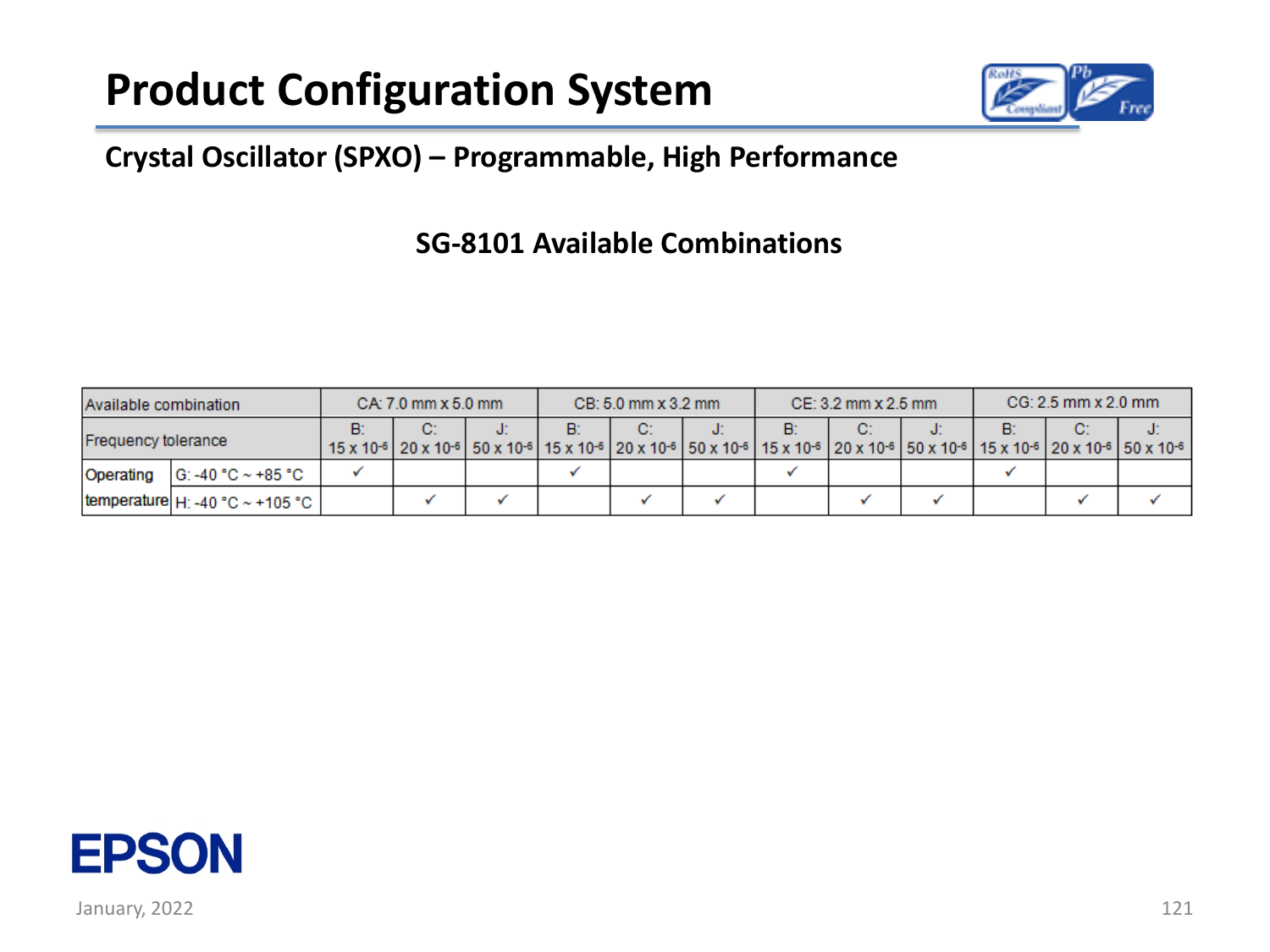# Product Configuration System

## Crystal Oscillator (SPXO) – Programmable, High Performance

### SG-8101 Available Combinations

| Available combination | | CA: 7.0 mm x 5.0 mm | | | CB: 5.0 mm x 3.2 mm | | | CE: 3.2 mm x 2.5 mm | | | CG: 2.5 mm x 2.0 mm | | |
|---|---|---|---|---|---|---|---|---|---|---|---|---|---|
| Frequency tolerance | | B: $15 \times 10^{-6}$ | C: $20 \times 10^{-6}$ | J: $50 \times 10^{-6}$ | B: $15 \times 10^{-6}$ | C: $20 \times 10^{-6}$ | J: $50 \times 10^{-6}$ | B: $15 \times 10^{-6}$ | C: $20 \times 10^{-6}$ | J: $50 \times 10^{-6}$ | B: $15 \times 10^{-6}$ | C: $20 \times 10^{-6}$ | J: $50 \times 10^{-6}$ |
| Operating temperature | G: -40 °C ~ +85 °C | ✓ | | | ✓ | | | ✓ | | | ✓ | | |
| | H: -40 °C ~ +105 °C | | ✓ | ✓ | | ✓ | ✓ | | ✓ | ✓ | | ✓ | ✓ |

January, 2022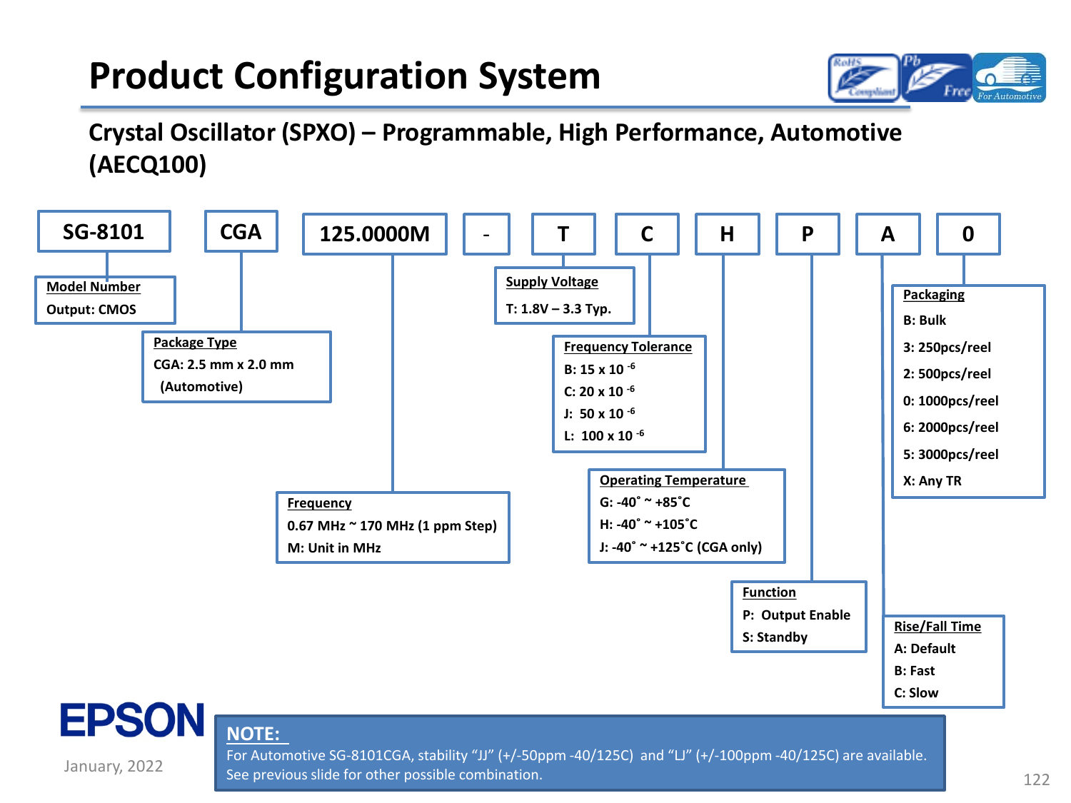# Product Configuration System

## Crystal Oscillator (SPXO) – Programmable, High Performance, Automotive (AECQ100)

| SG-8101 | CGA | 125.0000M | - | T | C | H | P | A | 0 |
|---|---|---|---|---|---|---|---|---|---|

**Model Number**
Output: CMOS

**Package Type**
CGA: 2.5 mm x 2.0 mm (Automotive)

**Frequency**
0.67 MHz ~ 170 MHz (1 ppm Step)
M: Unit in MHz

**Supply Voltage**
T: 1.8V – 3.3 Typ.

**Frequency Tolerance**
- B: 15 x $10^{-6}$
- C: 20 x $10^{-6}$
- J: 50 x $10^{-6}$
- L: 100 x $10^{-6}$

**Operating Temperature**
- G: -40˚ ~ +85˚C
- H: -40˚ ~ +105˚C
- J: -40˚ ~ +125˚C (CGA only)

**Function**
- P: Output Enable
- S: Standby

**Rise/Fall Time**
- A: Default
- B: Fast
- C: Slow

**Packaging**
- B: Bulk
- 3: 250pcs/reel
- 2: 500pcs/reel
- 0: 1000pcs/reel
- 6: 2000pcs/reel
- 5: 3000pcs/reel
- X: Any TR

**NOTE:**
For Automotive SG-8101CGA, stability “JJ” (+/-50ppm -40/125C) and “LJ” (+/-100ppm -40/125C) are available.
See previous slide for other possible combination.

EPSON

January, 2022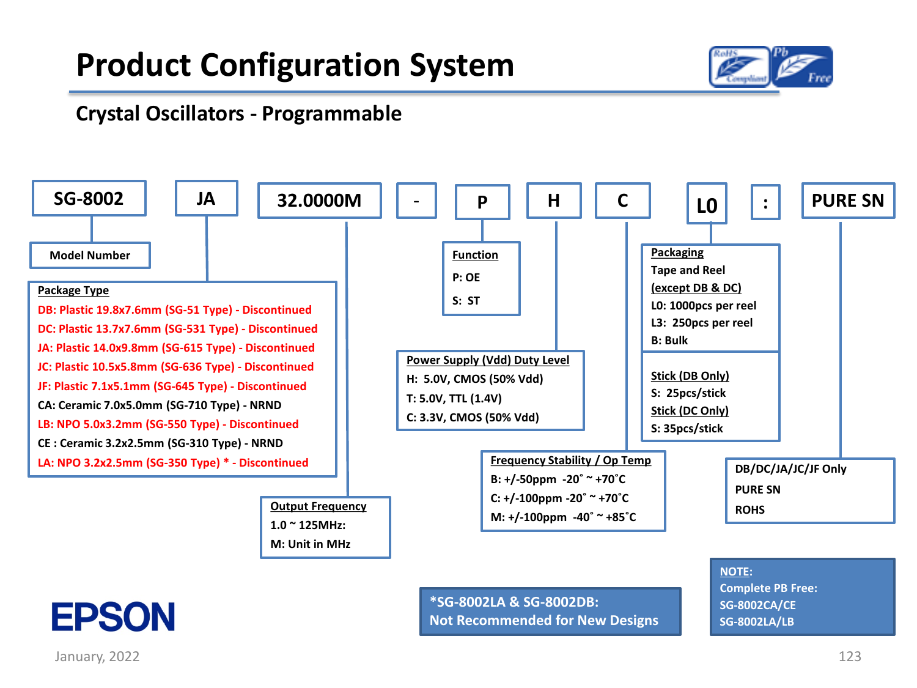# Product Configuration System

## Crystal Oscillators - Programmable

| SG-8002 | JA | 32.0000M | - | P | H | C | L0 | : | PURE SN |
|---|---|---|---|---|---|---|---|---|---|

**Model Number**

**Package Type**
- DB: Plastic 19.8x7.6mm (SG-51 Type) - Discontinued
- DC: Plastic 13.7x7.6mm (SG-531 Type) - Discontinued
- JA: Plastic 14.0x9.8mm (SG-615 Type) - Discontinued
- JC: Plastic 10.5x5.8mm (SG-636 Type) - Discontinued
- JF: Plastic 7.1x5.1mm (SG-645 Type) - Discontinued
- CA: Ceramic 7.0x5.0mm (SG-710 Type) - NRND
- LB: NPO 5.0x3.2mm (SG-550 Type) - Discontinued
- CE : Ceramic 3.2x2.5mm (SG-310 Type) - NRND
- LA: NPO 3.2x2.5mm (SG-350 Type) * - Discontinued

**Output Frequency**
- 1.0 ~ 125MHz:
- M: Unit in MHz

**Function**
- P: OE
- S: ST

**Power Supply (Vdd) Duty Level**
- H: 5.0V, CMOS (50% Vdd)
- T: 5.0V, TTL (1.4V)
- C: 3.3V, CMOS (50% Vdd)

**Frequency Stability / Op Temp**
- B: +/-50ppm -20˚ ~ +70˚C
- C: +/-100ppm -20˚ ~ +70˚C
- M: +/-100ppm -40˚ ~ +85˚C

**Packaging**
Tape and Reel (except DB & DC)
- L0: 1000pcs per reel
- L3: 250pcs per reel
- B: Bulk

Stick (DB Only)
- S: 25pcs/stick

Stick (DC Only)
- S: 35pcs/stick

**DB/DC/JA/JC/JF Only**
- PURE SN
- ROHS

*SG-8002LA & SG-8002DB: Not Recommended for New Designs

**NOTE:**
Complete PB Free:
SG-8002CA/CE
SG-8002LA/LB

EPSON

January, 2022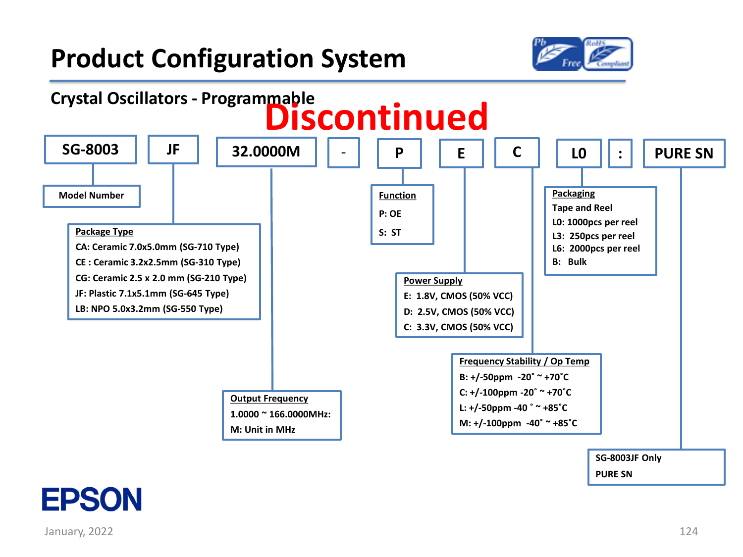# Product Configuration System

## Crystal Oscillators - Programmable

**Discontinued**

| SG-8003 | JF | 32.0000M | - | P | E | C | L0 | : | PURE SN |
|---|---|---|---|---|---|---|---|---|---|

**Model Number**

**Package Type**
- CA: Ceramic 7.0x5.0mm (SG-710 Type)
- CE : Ceramic 3.2x2.5mm (SG-310 Type)
- CG: Ceramic 2.5 x 2.0 mm (SG-210 Type)
- JF: Plastic 7.1x5.1mm (SG-645 Type)
- LB: NPO 5.0x3.2mm (SG-550 Type)

**Output Frequency**
- 1.0000 ~ 166.0000MHz:
- M: Unit in MHz

**Function**
- P: OE
- S: ST

**Power Supply**
- E: 1.8V, CMOS (50% VCC)
- D: 2.5V, CMOS (50% VCC)
- C: 3.3V, CMOS (50% VCC)

**Frequency Stability / Op Temp**
- B: +/-50ppm -20˚ ~ +70˚C
- C: +/-100ppm -20˚ ~ +70˚C
- L: +/-50ppm -40 ˚ ~ +85˚C
- M: +/-100ppm -40˚ ~ +85˚C

**Packaging**
- Tape and Reel
- L0: 1000pcs per reel
- L3: 250pcs per reel
- L6: 2000pcs per reel
- B: Bulk

**SG-8003JF Only**
- PURE SN

January, 2022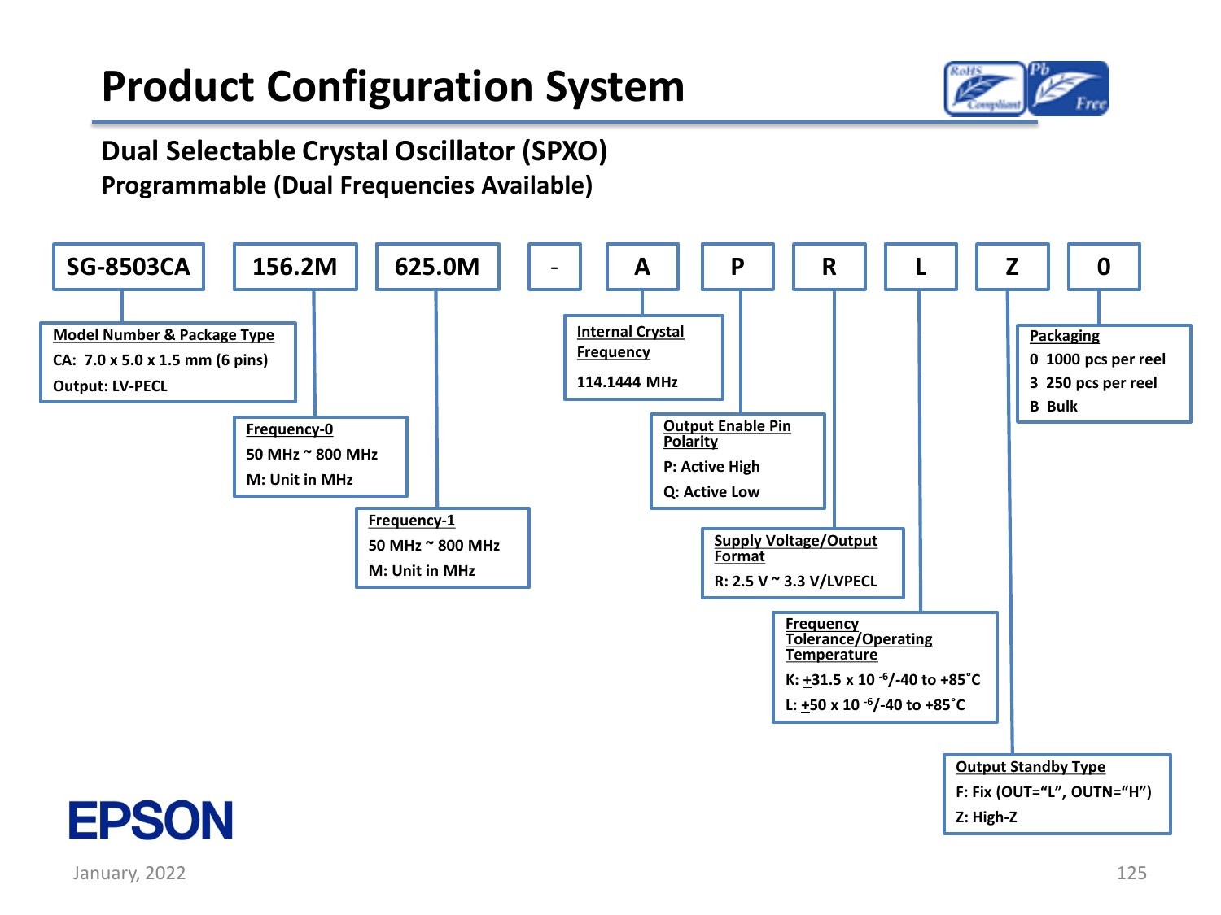# Product Configuration System

## Dual Selectable Crystal Oscillator (SPXO)

### Programmable (Dual Frequencies Available)

| SG-8503CA | 156.2M | 625.0M | - | A | P | R | L | Z | 0 |
|---|---|---|---|---|---|---|---|---|---|

**Model Number & Package Type**
- CA: 7.0 x 5.0 x 1.5 mm (6 pins)
- Output: LV-PECL

**Frequency-0**
- 50 MHz ~ 800 MHz
- M: Unit in MHz

**Frequency-1**
- 50 MHz ~ 800 MHz
- M: Unit in MHz

**Internal Crystal Frequency**
- 114.1444 MHz

**Output Enable Pin Polarity**
- P: Active High
- Q: Active Low

**Supply Voltage/Output Format**
- R: 2.5 V ~ 3.3 V/LVPECL

**Frequency Tolerance/Operating Temperature**
- K: $\pm$31.5 x $10^{-6}$/-40 to +85˚C
- L: $\pm$50 x $10^{-6}$/-40 to +85˚C

**Output Standby Type**
- F: Fix (OUT=“L”, OUTN=“H”)
- Z: High-Z

**Packaging**
- 0 1000 pcs per reel
- 3 250 pcs per reel
- B Bulk

EPSON

January, 2022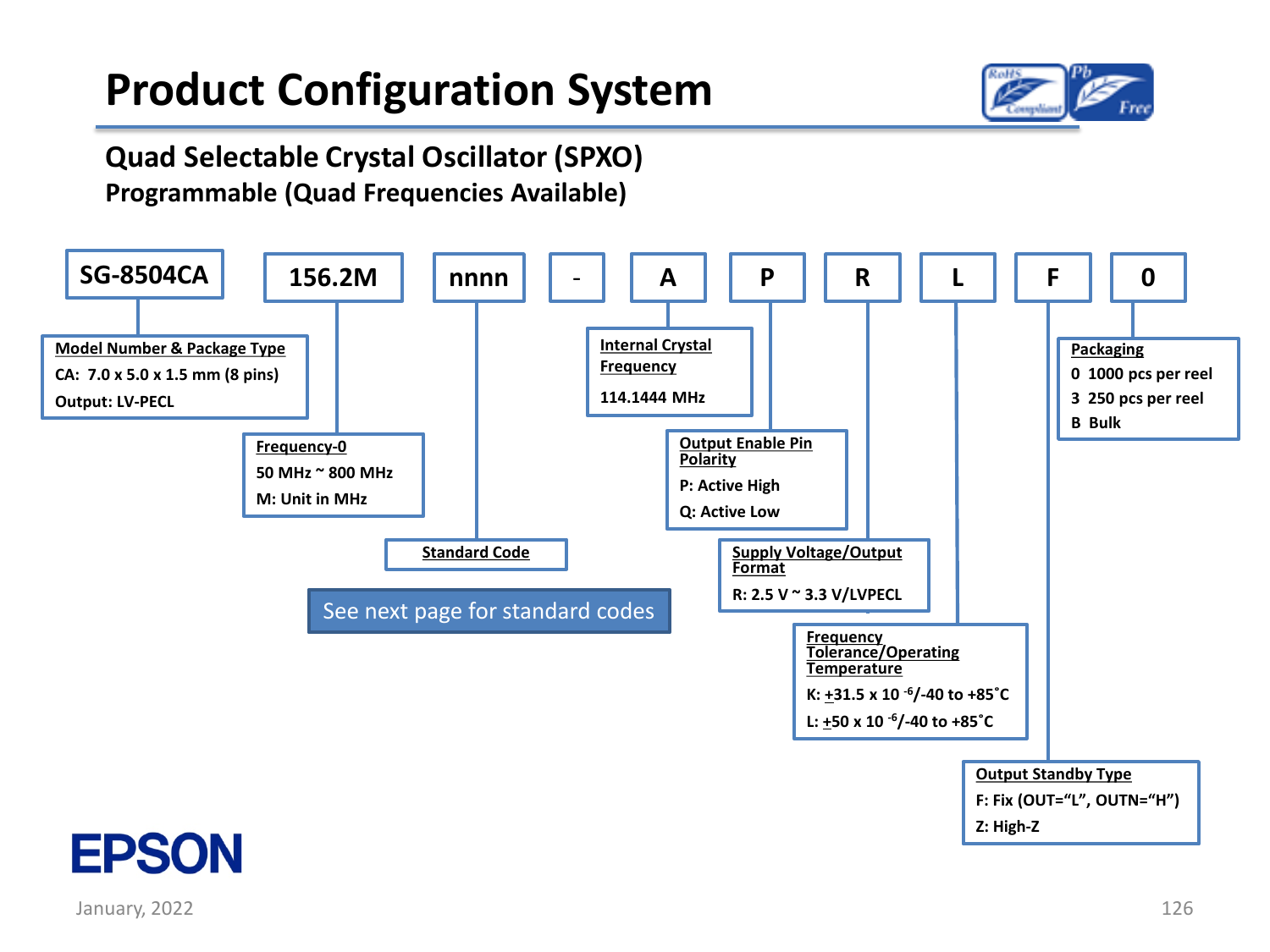# Product Configuration System

## Quad Selectable Crystal Oscillator (SPXO)

### Programmable (Quad Frequencies Available)

| SG-8504CA | 156.2M | nnnn | - | A | P | R | L | F | 0 |
|---|---|---|---|---|---|---|---|---|---|

**Model Number & Package Type** (SG-8504CA)
- CA: 7.0 x 5.0 x 1.5 mm (8 pins)
- Output: LV-PECL

**Frequency-0** (156.2M)
- 50 MHz ~ 800 MHz
- M: Unit in MHz

**Standard Code** (nnnn)

See next page for standard codes

**Internal Crystal Frequency** (A)
- 114.1444 MHz

**Output Enable Pin Polarity** (P)
- P: Active High
- Q: Active Low

**Supply Voltage/Output Format** (R)
- R: 2.5 V ~ 3.3 V/LVPECL

**Frequency Tolerance/Operating Temperature** (L)
- K: ±31.5 x $10^{-6}$/-40 to +85˚C
- L: ±50 x $10^{-6}$/-40 to +85˚C

**Output Standby Type** (F)
- F: Fix (OUT="L", OUTN="H")
- Z: High-Z

**Packaging** (0)
- 0 1000 pcs per reel
- 3 250 pcs per reel
- B Bulk

EPSON

January, 2022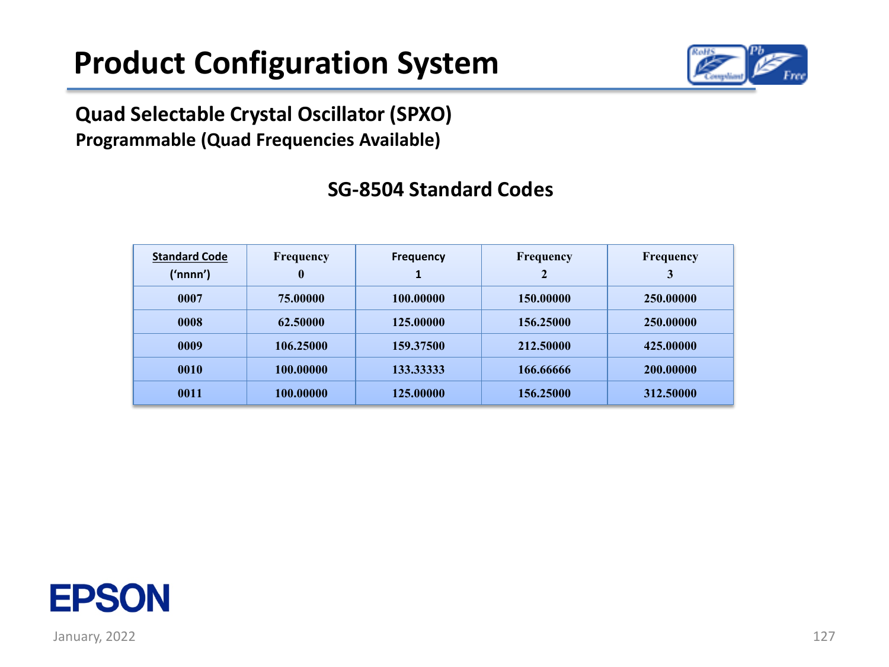# Product Configuration System

**Quad Selectable Crystal Oscillator (SPXO)**
**Programmable (Quad Frequencies Available)**

## SG-8504 Standard Codes

| Standard Code ('nnnn') | Frequency 0 | Frequency 1 | Frequency 2 | Frequency 3 |
|---|---|---|---|---|
| 0007 | 75.00000 | 100.00000 | 150.00000 | 250.00000 |
| 0008 | 62.50000 | 125.00000 | 156.25000 | 250.00000 |
| 0009 | 106.25000 | 159.37500 | 212.50000 | 425.00000 |
| 0010 | 100.00000 | 133.33333 | 166.66666 | 200.00000 |
| 0011 | 100.00000 | 125.00000 | 156.25000 | 312.50000 |

January, 2022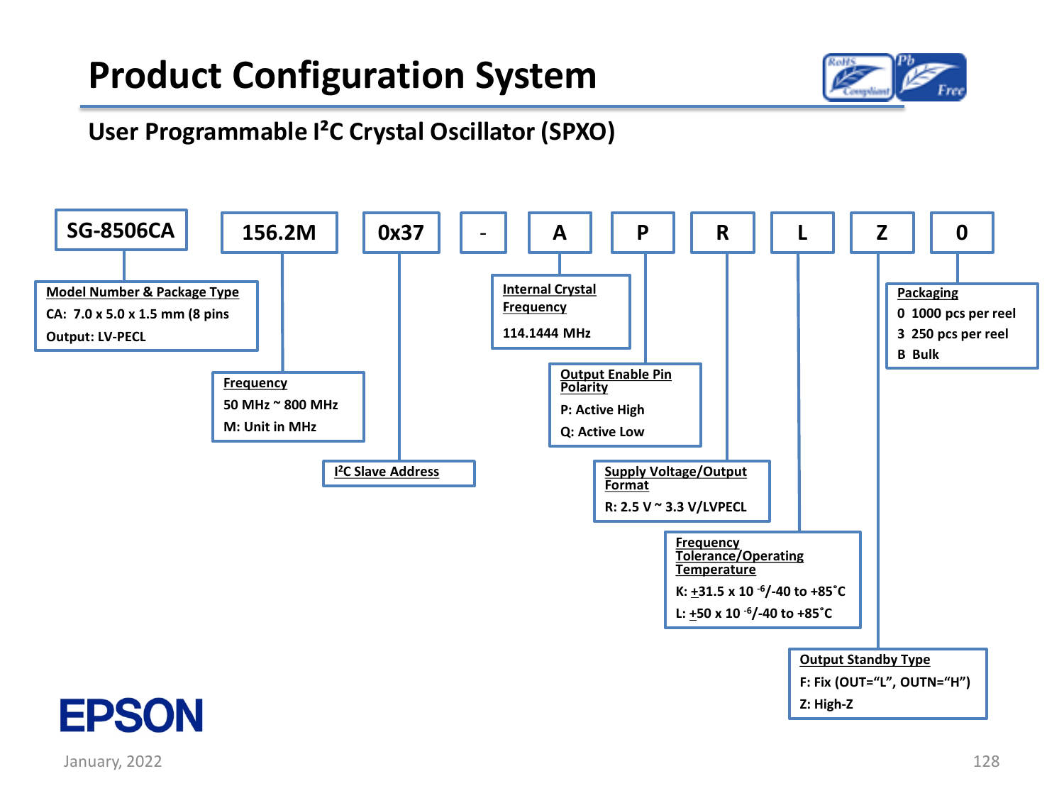# Product Configuration System

## User Programmable I²C Crystal Oscillator (SPXO)

| SG-8506CA | 156.2M | 0x37 | - | A | P | R | L | Z | 0 |
|---|---|---|---|---|---|---|---|---|---|

**Model Number & Package Type** (SG-8506CA)
- CA: 7.0 x 5.0 x 1.5 mm (8 pins
- Output: LV-PECL

**Frequency** (156.2M)
- 50 MHz ~ 800 MHz
- M: Unit in MHz

**I²C Slave Address** (0x37)

**Internal Crystal Frequency** (A)
- 114.1444 MHz

**Output Enable Pin Polarity** (P)
- P: Active High
- Q: Active Low

**Supply Voltage/Output Format** (R)
- R: 2.5 V ~ 3.3 V/LVPECL

**Frequency Tolerance/Operating Temperature** (L)
- K: ±31.5 x $10^{-6}$/-40 to +85˚C
- L: ±50 x $10^{-6}$/-40 to +85˚C

**Output Standby Type** (Z)
- F: Fix (OUT="L", OUTN="H")
- Z: High-Z

**Packaging** (0)
- 0 1000 pcs per reel
- 3 250 pcs per reel
- B Bulk

EPSON

January, 2022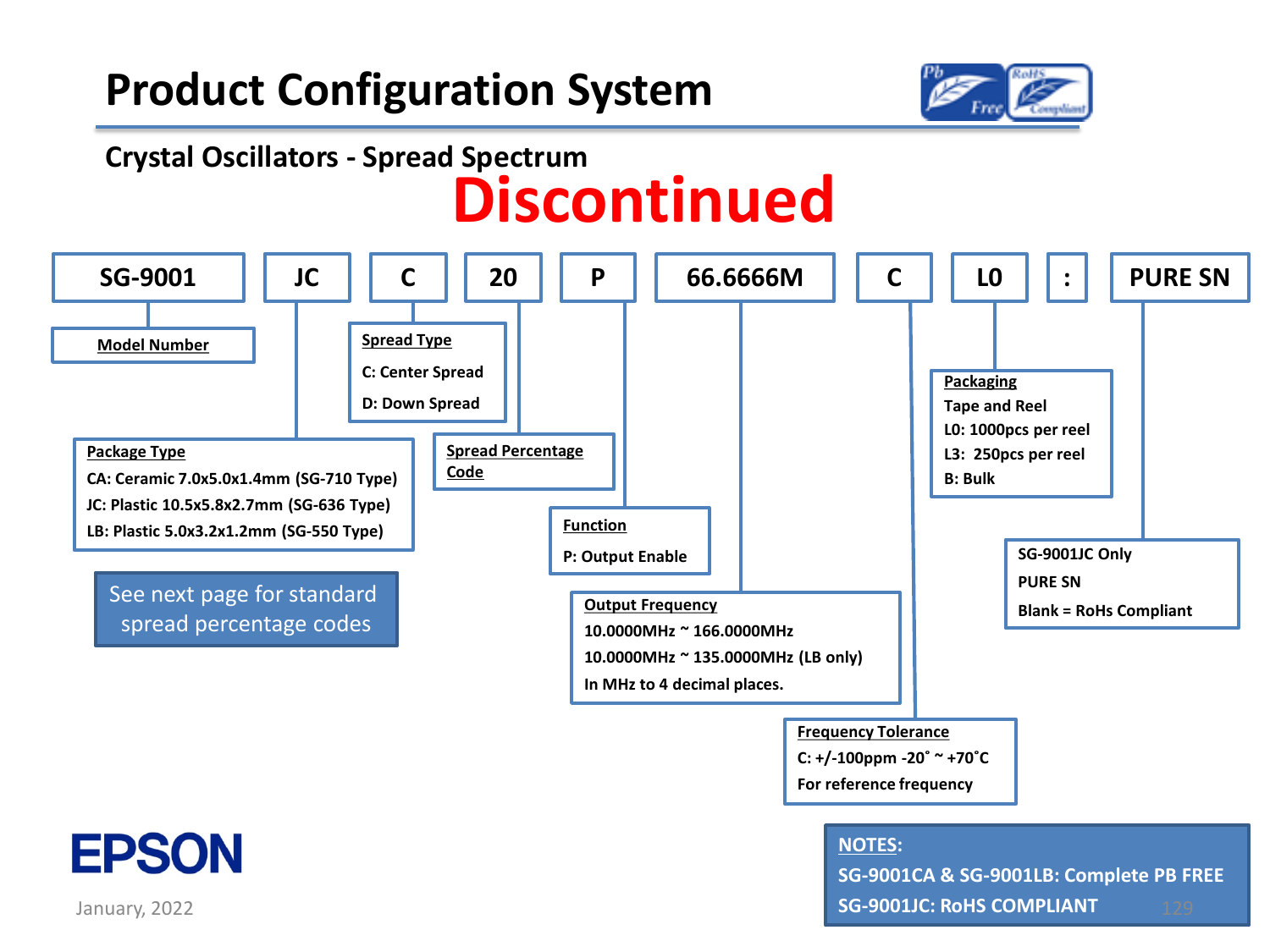# Product Configuration System

## Crystal Oscillators - Spread Spectrum

**Discontinued**

| SG-9001 | JC | C | 20 | P | 66.6666M | C | L0 | : | PURE SN |
|---|---|---|---|---|---|---|---|---|---|

**Model Number**

**Package Type**
- CA: Ceramic 7.0x5.0x1.4mm (SG-710 Type)
- JC: Plastic 10.5x5.8x2.7mm (SG-636 Type)
- LB: Plastic 5.0x3.2x1.2mm (SG-550 Type)

See next page for standard spread percentage codes

**Spread Type**
- C: Center Spread
- D: Down Spread

**Spread Percentage Code**

**Function**
- P: Output Enable

**Output Frequency**
- 10.0000MHz ~ 166.0000MHz
- 10.0000MHz ~ 135.0000MHz (LB only)
- In MHz to 4 decimal places.

**Frequency Tolerance**
- C: +/-100ppm -20˚ ~ +70˚C
- For reference frequency

**Packaging**
- Tape and Reel
- L0: 1000pcs per reel
- L3: 250pcs per reel
- B: Bulk

**SG-9001JC Only**
- PURE SN
- Blank = RoHs Compliant

**NOTES:**
- SG-9001CA & SG-9001LB: Complete PB FREE
- SG-9001JC: RoHS COMPLIANT

January, 2022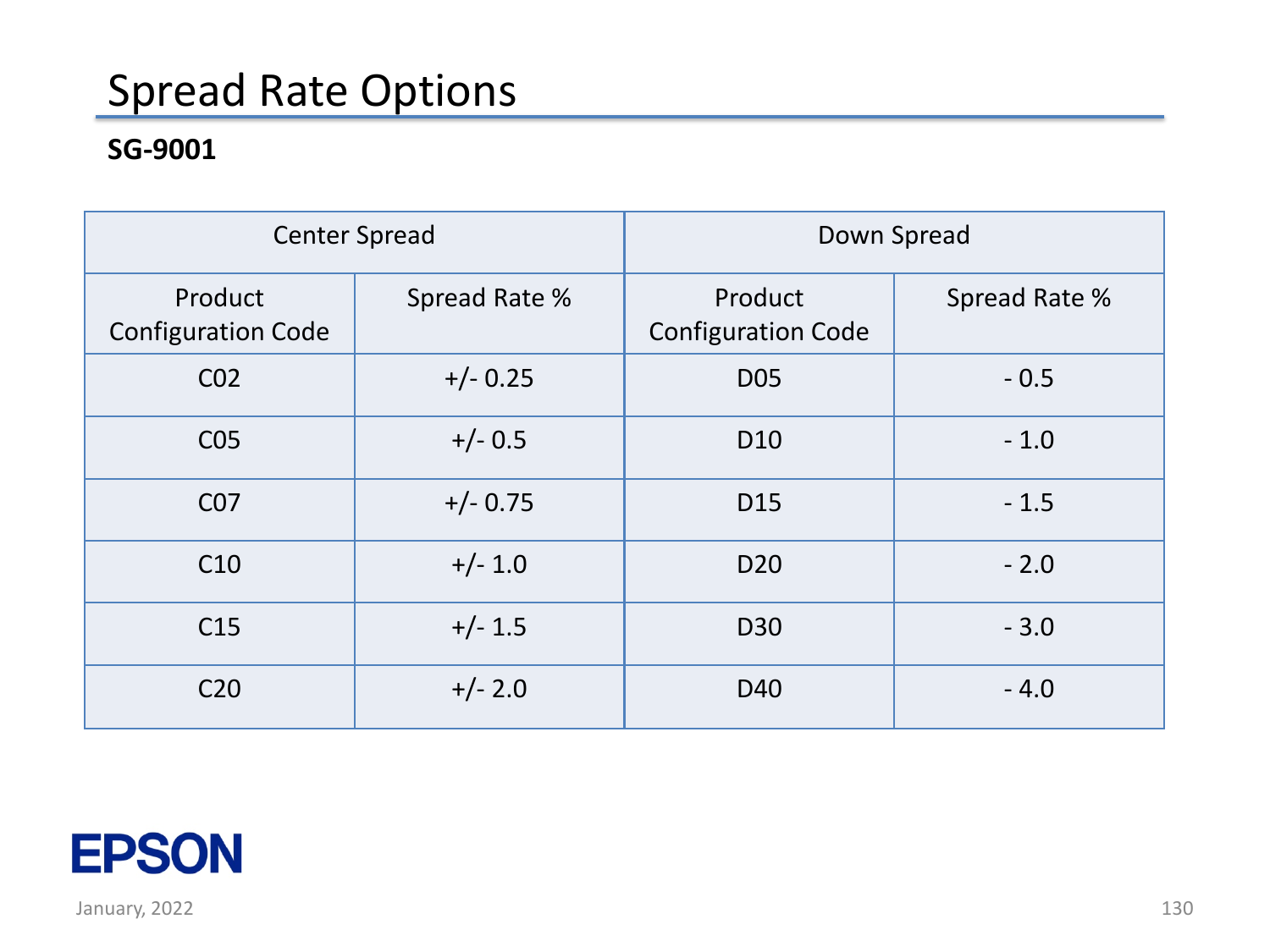# Spread Rate Options

**SG-9001**

| Center Spread | | Down Spread | |
|---|---|---|---|
| Product Configuration Code | Spread Rate % | Product Configuration Code | Spread Rate % |
| C02 | +/- 0.25 | D05 | - 0.5 |
| C05 | +/- 0.5 | D10 | - 1.0 |
| C07 | +/- 0.75 | D15 | - 1.5 |
| C10 | +/- 1.0 | D20 | - 2.0 |
| C15 | +/- 1.5 | D30 | - 3.0 |
| C20 | +/- 2.0 | D40 | - 4.0 |

EPSON

January, 2022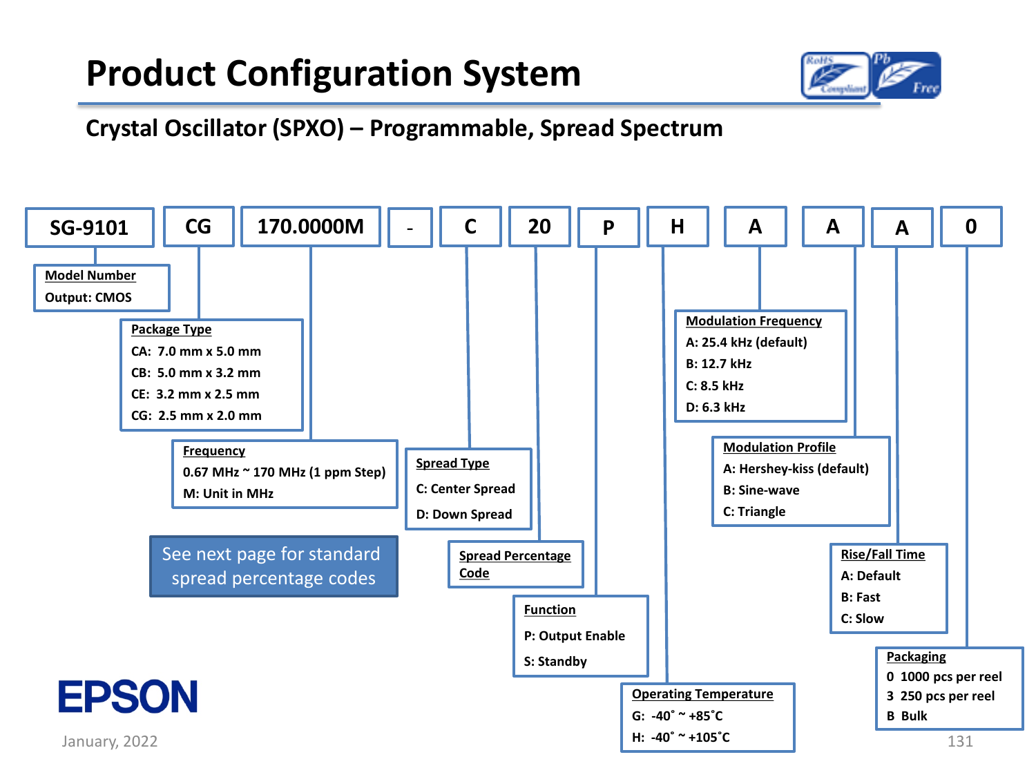# Product Configuration System

## Crystal Oscillator (SPXO) – Programmable, Spread Spectrum

| SG-9101 | CG | 170.0000M | - | C | 20 | P | H | A | A | A | 0 |
|---|---|---|---|---|---|---|---|---|---|---|---|

**Model Number**
Output: CMOS

**Package Type**
- CA: 7.0 mm x 5.0 mm
- CB: 5.0 mm x 3.2 mm
- CE: 3.2 mm x 2.5 mm
- CG: 2.5 mm x 2.0 mm

**Frequency**
0.67 MHz ~ 170 MHz (1 ppm Step)
M: Unit in MHz

See next page for standard spread percentage codes

**Spread Type**
- C: Center Spread
- D: Down Spread

**Spread Percentage Code**

**Function**
- P: Output Enable
- S: Standby

**Operating Temperature**
- G: -40˚ ~ +85˚C
- H: -40˚ ~ +105˚C

**Modulation Frequency**
- A: 25.4 kHz (default)
- B: 12.7 kHz
- C: 8.5 kHz
- D: 6.3 kHz

**Modulation Profile**
- A: Hershey-kiss (default)
- B: Sine-wave
- C: Triangle

**Rise/Fall Time**
- A: Default
- B: Fast
- C: Slow

**Packaging**
- 0 1000 pcs per reel
- 3 250 pcs per reel
- B Bulk

EPSON

January, 2022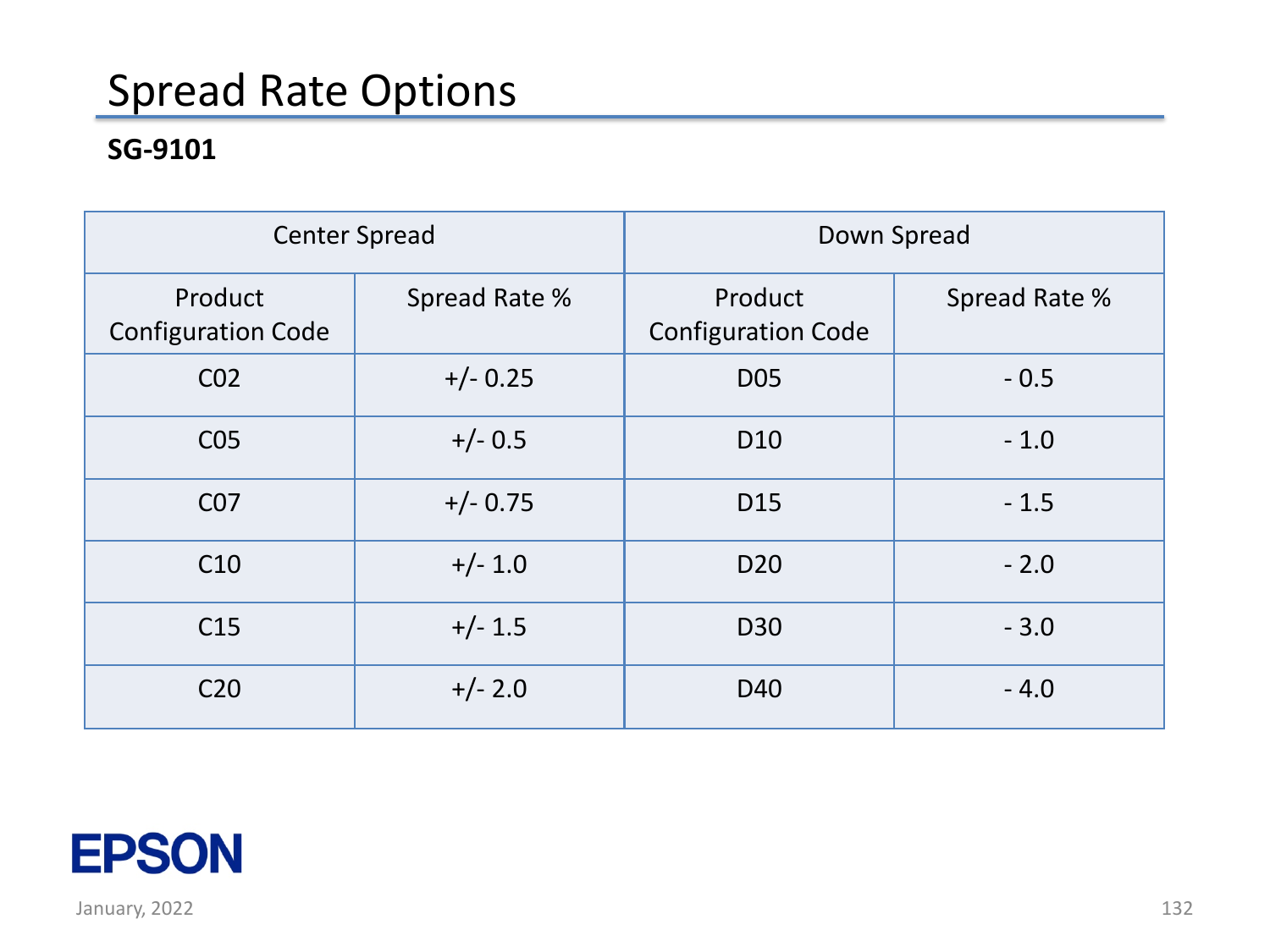# Spread Rate Options

**SG-9101**

| Center Spread | | Down Spread | |
|---|---|---|---|
| Product Configuration Code | Spread Rate % | Product Configuration Code | Spread Rate % |
| C02 | +/- 0.25 | D05 | - 0.5 |
| C05 | +/- 0.5 | D10 | - 1.0 |
| C07 | +/- 0.75 | D15 | - 1.5 |
| C10 | +/- 1.0 | D20 | - 2.0 |
| C15 | +/- 1.5 | D30 | - 3.0 |
| C20 | +/- 2.0 | D40 | - 4.0 |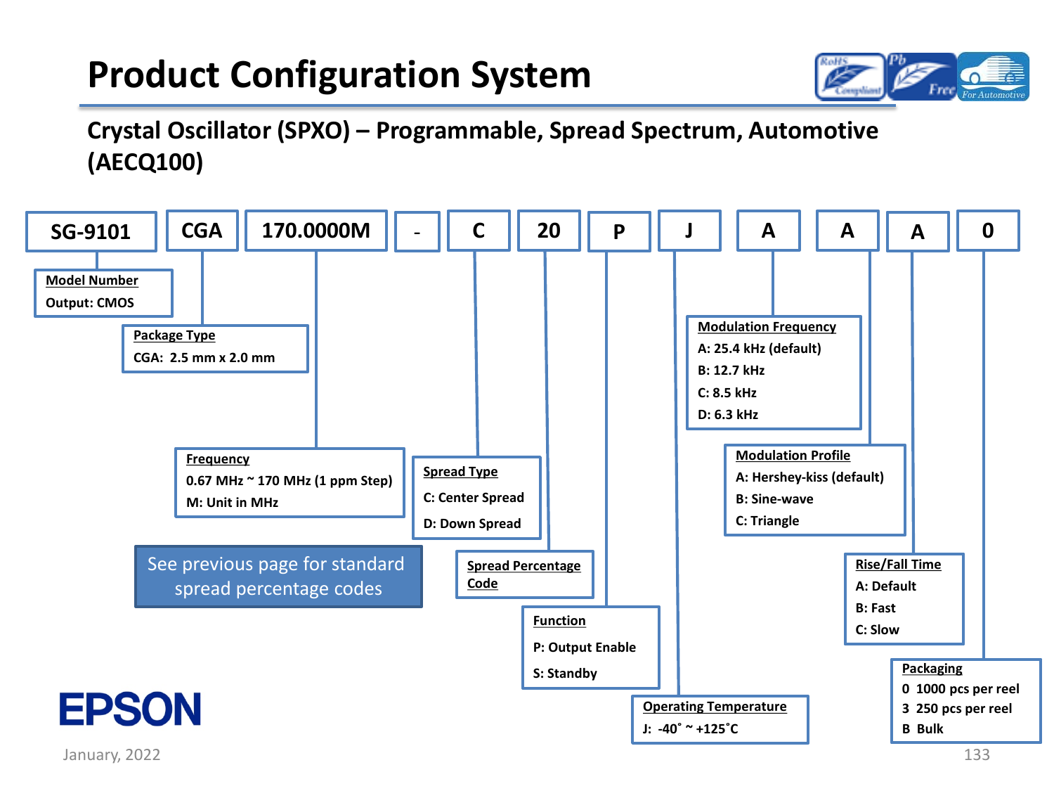# Product Configuration System

## Crystal Oscillator (SPXO) – Programmable, Spread Spectrum, Automotive (AECQ100)

| SG-9101 | CGA | 170.0000M | - | C | 20 | P | J | A | A | A | 0 |
|---|---|---|---|---|---|---|---|---|---|---|---|

**Model Number**
Output: CMOS

**Package Type**
CGA: 2.5 mm x 2.0 mm

**Frequency**
0.67 MHz ~ 170 MHz (1 ppm Step)
M: Unit in MHz

See previous page for standard spread percentage codes

**Spread Type**
C: Center Spread
D: Down Spread

**Spread Percentage Code**

**Function**
P: Output Enable
S: Standby

**Operating Temperature**
J: -40˚ ~ +125˚C

**Modulation Frequency**
A: 25.4 kHz (default)
B: 12.7 kHz
C: 8.5 kHz
D: 6.3 kHz

**Modulation Profile**
A: Hershey-kiss (default)
B: Sine-wave
C: Triangle

**Rise/Fall Time**
A: Default
B: Fast
C: Slow

**Packaging**
0 1000 pcs per reel
3 250 pcs per reel
B Bulk

EPSON

January, 2022